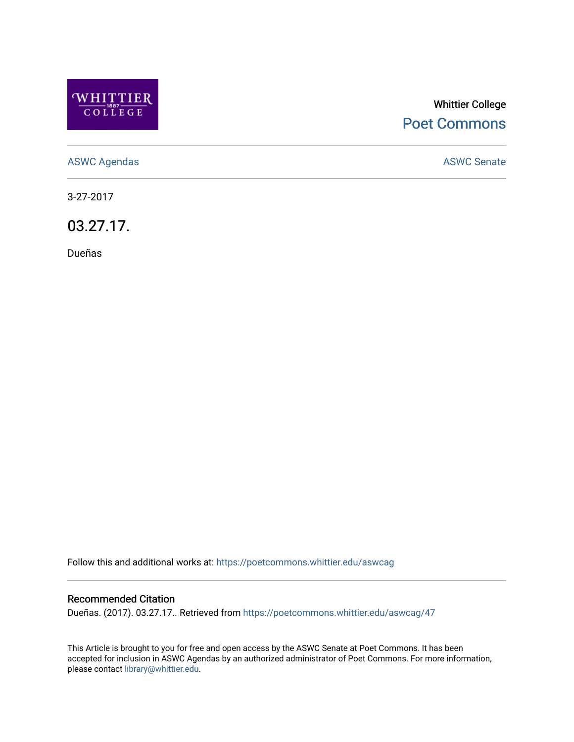Whittier College

Poet Commons

ASWC Agendas

ASWC Senate

3-27-2017

# 03.27.17.

Dueñas

Follow this and additional works at: https://poetcommons.whittier.edu/aswcag

## Recommended Citation

Dueñas. (2017). 03.27.17.. Retrieved from https://poetcommons.whittier.edu/aswcag/47

This Article is brought to you for free and open access by the ASWC Senate at Poet Commons. It has been accepted for inclusion in ASWC Agendas by an authorized administrator of Poet Commons. For more information, please contact library@whittier.edu.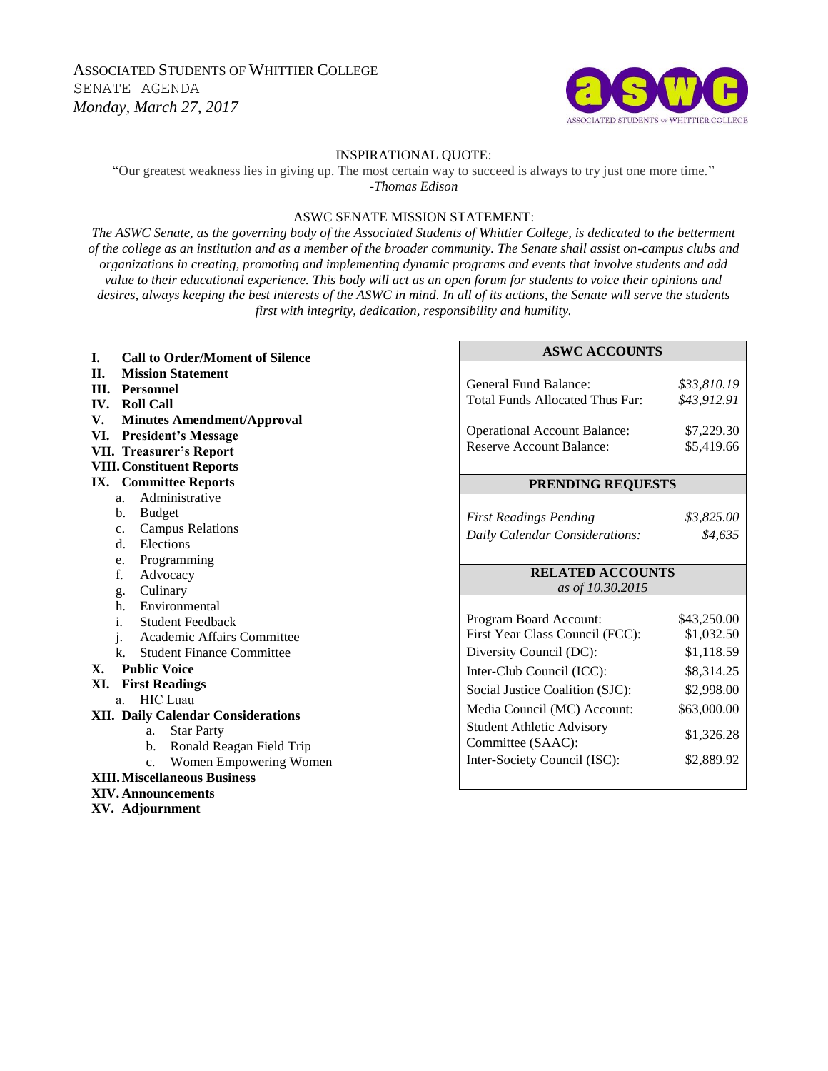ASSOCIATED STUDENTS OF WHITTIER COLLEGE
SENATE AGENDA
*Monday, March 27, 2017*

INSPIRATIONAL QUOTE:

"Our greatest weakness lies in giving up. The most certain way to succeed is always to try just one more time."
*-Thomas Edison*

ASWC SENATE MISSION STATEMENT:

*The ASWC Senate, as the governing body of the Associated Students of Whittier College, is dedicated to the betterment of the college as an institution and as a member of the broader community. The Senate shall assist on-campus clubs and organizations in creating, promoting and implementing dynamic programs and events that involve students and add value to their educational experience. This body will act as an open forum for students to voice their opinions and desires, always keeping the best interests of the ASWC in mind. In all of its actions, the Senate will serve the students first with integrity, dedication, responsibility and humility.*

- **I. Call to Order/Moment of Silence**
- **II. Mission Statement**
- **III. Personnel**
- **IV. Roll Call**
- **V. Minutes Amendment/Approval**
- **VI. President's Message**
- **VII. Treasurer's Report**
- **VIII. Constituent Reports**
- **IX. Committee Reports**
  - a. Administrative
  - b. Budget
  - c. Campus Relations
  - d. Elections
  - e. Programming
  - f. Advocacy
  - g. Culinary
  - h. Environmental
  - i. Student Feedback
  - j. Academic Affairs Committee
  - k. Student Finance Committee
- **X. Public Voice**
- **XI. First Readings**
  - a. HIC Luau
- **XII. Daily Calendar Considerations**
  - a. Star Party
  - b. Ronald Reagan Field Trip
  - c. Women Empowering Women
- **XIII. Miscellaneous Business**
- **XIV. Announcements**
- **XV. Adjournment**

| **ASWC ACCOUNTS** | |
|---|---|
| General Fund Balance: | *$33,810.19* |
| Total Funds Allocated Thus Far: | *$43,912.91* |
| Operational Account Balance: | $7,229.30 |
| Reserve Account Balance: | $5,419.66 |
| **PRENDING REQUESTS** | |
| *First Readings Pending* | *$3,825.00* |
| *Daily Calendar Considerations:* | *$4,635* |
| **RELATED ACCOUNTS** *as of 10.30.2015* | |
| Program Board Account: | $43,250.00 |
| First Year Class Council (FCC): | $1,032.50 |
| Diversity Council (DC): | $1,118.59 |
| Inter-Club Council (ICC): | $8,314.25 |
| Social Justice Coalition (SJC): | $2,998.00 |
| Media Council (MC) Account: | $63,000.00 |
| Student Athletic Advisory Committee (SAAC): | $1,326.28 |
| Inter-Society Council (ISC): | $2,889.92 |